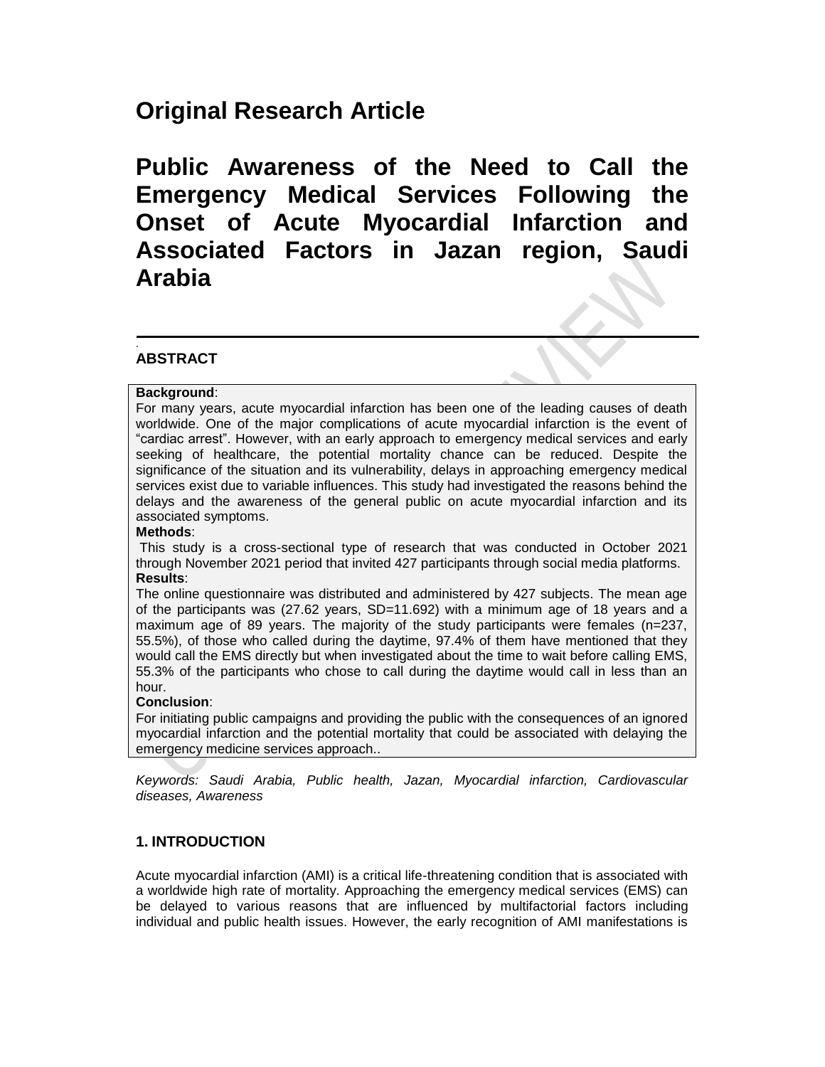# Original Research Article

# Public Awareness of the Need to Call the Emergency Medical Services Following the Onset of Acute Myocardial Infarction and Associated Factors in Jazan region, Saudi Arabia

## ABSTRACT

**Background**:
For many years, acute myocardial infarction has been one of the leading causes of death worldwide. One of the major complications of acute myocardial infarction is the event of "cardiac arrest". However, with an early approach to emergency medical services and early seeking of healthcare, the potential mortality chance can be reduced. Despite the significance of the situation and its vulnerability, delays in approaching emergency medical services exist due to variable influences. This study had investigated the reasons behind the delays and the awareness of the general public on acute myocardial infarction and its associated symptoms.

**Methods**:
This study is a cross-sectional type of research that was conducted in October 2021 through November 2021 period that invited 427 participants through social media platforms.

**Results**:
The online questionnaire was distributed and administered by 427 subjects. The mean age of the participants was (27.62 years, SD=11.692) with a minimum age of 18 years and a maximum age of 89 years. The majority of the study participants were females (n=237, 55.5%), of those who called during the daytime, 97.4% of them have mentioned that they would call the EMS directly but when investigated about the time to wait before calling EMS, 55.3% of the participants who chose to call during the daytime would call in less than an hour.

**Conclusion**:
For initiating public campaigns and providing the public with the consequences of an ignored myocardial infarction and the potential mortality that could be associated with delaying the emergency medicine services approach..

*Keywords: Saudi Arabia, Public health, Jazan, Myocardial infarction, Cardiovascular diseases, Awareness*

## 1. INTRODUCTION

Acute myocardial infarction (AMI) is a critical life-threatening condition that is associated with a worldwide high rate of mortality. Approaching the emergency medical services (EMS) can be delayed to various reasons that are influenced by multifactorial factors including individual and public health issues. However, the early recognition of AMI manifestations is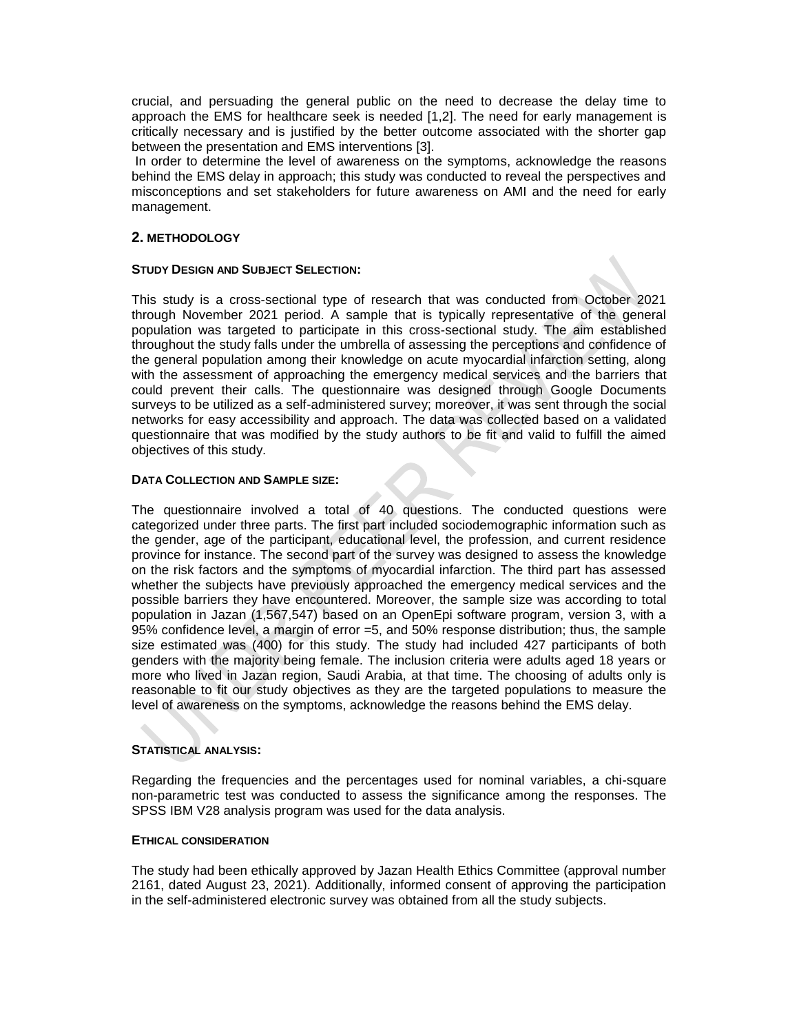crucial, and persuading the general public on the need to decrease the delay time to approach the EMS for healthcare seek is needed [1,2]. The need for early management is critically necessary and is justified by the better outcome associated with the shorter gap between the presentation and EMS interventions [3].

In order to determine the level of awareness on the symptoms, acknowledge the reasons behind the EMS delay in approach; this study was conducted to reveal the perspectives and misconceptions and set stakeholders for future awareness on AMI and the need for early management.

## 2. METHODOLOGY

### STUDY DESIGN AND SUBJECT SELECTION:

This study is a cross-sectional type of research that was conducted from October 2021 through November 2021 period. A sample that is typically representative of the general population was targeted to participate in this cross-sectional study. The aim established throughout the study falls under the umbrella of assessing the perceptions and confidence of the general population among their knowledge on acute myocardial infarction setting, along with the assessment of approaching the emergency medical services and the barriers that could prevent their calls. The questionnaire was designed through Google Documents surveys to be utilized as a self-administered survey; moreover, it was sent through the social networks for easy accessibility and approach. The data was collected based on a validated questionnaire that was modified by the study authors to be fit and valid to fulfill the aimed objectives of this study.

### DATA COLLECTION AND SAMPLE SIZE:

The questionnaire involved a total of 40 questions. The conducted questions were categorized under three parts. The first part included sociodemographic information such as the gender, age of the participant, educational level, the profession, and current residence province for instance. The second part of the survey was designed to assess the knowledge on the risk factors and the symptoms of myocardial infarction. The third part has assessed whether the subjects have previously approached the emergency medical services and the possible barriers they have encountered. Moreover, the sample size was according to total population in Jazan (1,567,547) based on an OpenEpi software program, version 3, with a 95% confidence level, a margin of error =5, and 50% response distribution; thus, the sample size estimated was (400) for this study. The study had included 427 participants of both genders with the majority being female. The inclusion criteria were adults aged 18 years or more who lived in Jazan region, Saudi Arabia, at that time. The choosing of adults only is reasonable to fit our study objectives as they are the targeted populations to measure the level of awareness on the symptoms, acknowledge the reasons behind the EMS delay.

### STATISTICAL ANALYSIS:

Regarding the frequencies and the percentages used for nominal variables, a chi-square non-parametric test was conducted to assess the significance among the responses. The SPSS IBM V28 analysis program was used for the data analysis.

### ETHICAL CONSIDERATION

The study had been ethically approved by Jazan Health Ethics Committee (approval number 2161, dated August 23, 2021). Additionally, informed consent of approving the participation in the self-administered electronic survey was obtained from all the study subjects.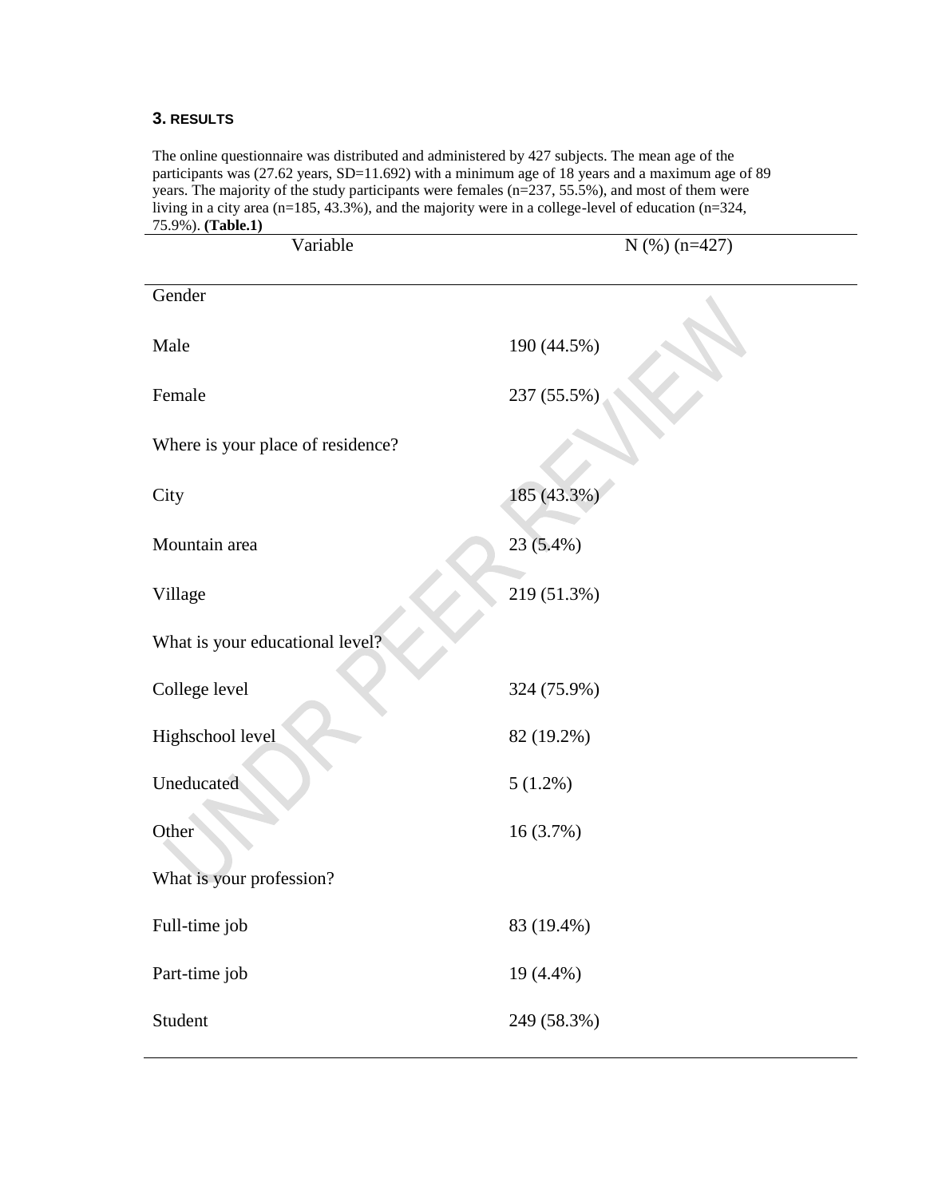## 3. RESULTS

The online questionnaire was distributed and administered by 427 subjects. The mean age of the participants was (27.62 years, SD=11.692) with a minimum age of 18 years and a maximum age of 89 years. The majority of the study participants were females (n=237, 55.5%), and most of them were living in a city area (n=185, 43.3%), and the majority were in a college-level of education (n=324, 75.9%). **(Table.1)**

| Variable | N (%) (n=427) |
|---|---|
| Gender | |
| Male | 190 (44.5%) |
| Female | 237 (55.5%) |
| Where is your place of residence? | |
| City | 185 (43.3%) |
| Mountain area | 23 (5.4%) |
| Village | 219 (51.3%) |
| What is your educational level? | |
| College level | 324 (75.9%) |
| Highschool level | 82 (19.2%) |
| Uneducated | 5 (1.2%) |
| Other | 16 (3.7%) |
| What is your profession? | |
| Full-time job | 83 (19.4%) |
| Part-time job | 19 (4.4%) |
| Student | 249 (58.3%) |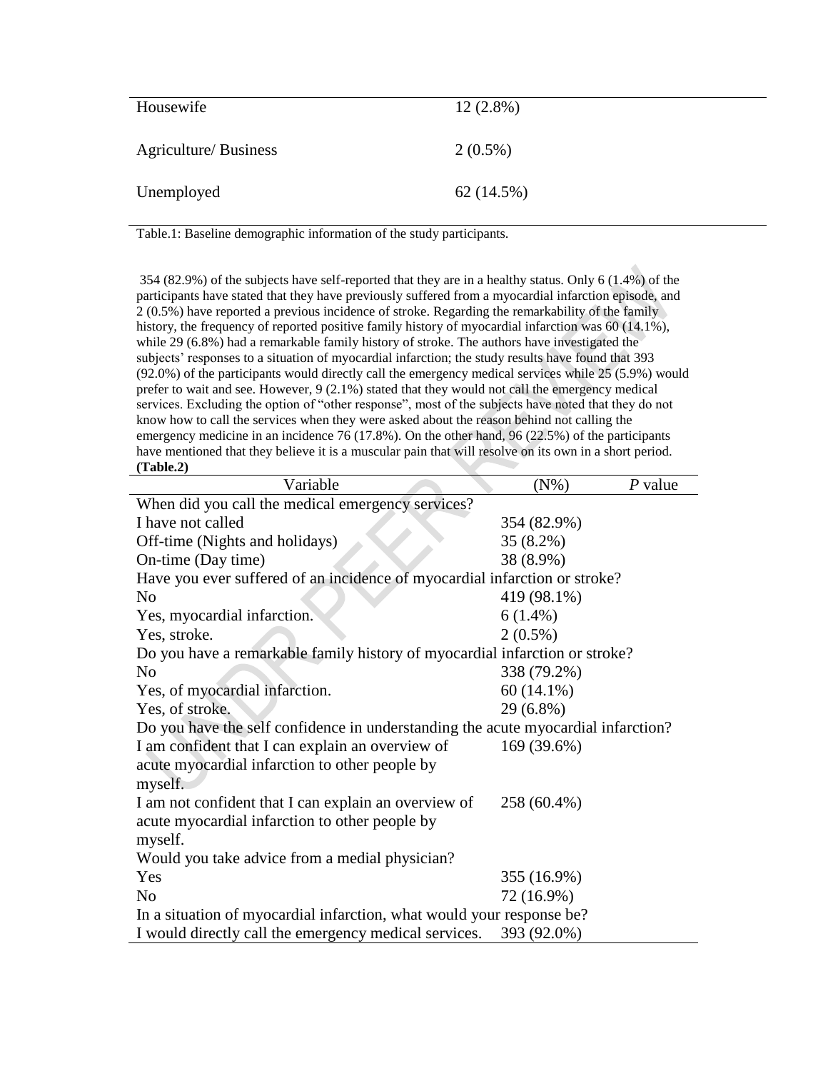| Housewife | 12 (2.8%) |
|---|---|
| Agriculture/ Business | 2 (0.5%) |
| Unemployed | 62 (14.5%) |

Table.1: Baseline demographic information of the study participants.

354 (82.9%) of the subjects have self-reported that they are in a healthy status. Only 6 (1.4%) of the participants have stated that they have previously suffered from a myocardial infarction episode, and 2 (0.5%) have reported a previous incidence of stroke. Regarding the remarkability of the family history, the frequency of reported positive family history of myocardial infarction was 60 (14.1%), while 29 (6.8%) had a remarkable family history of stroke. The authors have investigated the subjects' responses to a situation of myocardial infarction; the study results have found that 393 (92.0%) of the participants would directly call the emergency medical services while 25 (5.9%) would prefer to wait and see. However, 9 (2.1%) stated that they would not call the emergency medical services. Excluding the option of "other response", most of the subjects have noted that they do not know how to call the services when they were asked about the reason behind not calling the emergency medicine in an incidence 76 (17.8%). On the other hand, 96 (22.5%) of the participants have mentioned that they believe it is a muscular pain that will resolve on its own in a short period. **(Table.2)**

| Variable | (N%) | *P* value |
|---|---|---|
| When did you call the medical emergency services? | | |
| I have not called | 354 (82.9%) | |
| Off-time (Nights and holidays) | 35 (8.2%) | |
| On-time (Day time) | 38 (8.9%) | |
| Have you ever suffered of an incidence of myocardial infarction or stroke? | | |
| No | 419 (98.1%) | |
| Yes, myocardial infarction. | 6 (1.4%) | |
| Yes, stroke. | 2 (0.5%) | |
| Do you have a remarkable family history of myocardial infarction or stroke? | | |
| No | 338 (79.2%) | |
| Yes, of myocardial infarction. | 60 (14.1%) | |
| Yes, of stroke. | 29 (6.8%) | |
| Do you have the self confidence in understanding the acute myocardial infarction? | | |
| I am confident that I can explain an overview of acute myocardial infarction to other people by myself. | 169 (39.6%) | |
| I am not confident that I can explain an overview of acute myocardial infarction to other people by myself. | 258 (60.4%) | |
| Would you take advice from a medial physician? | | |
| Yes | 355 (16.9%) | |
| No | 72 (16.9%) | |
| In a situation of myocardial infarction, what would your response be? | | |
| I would directly call the emergency medical services. | 393 (92.0%) | |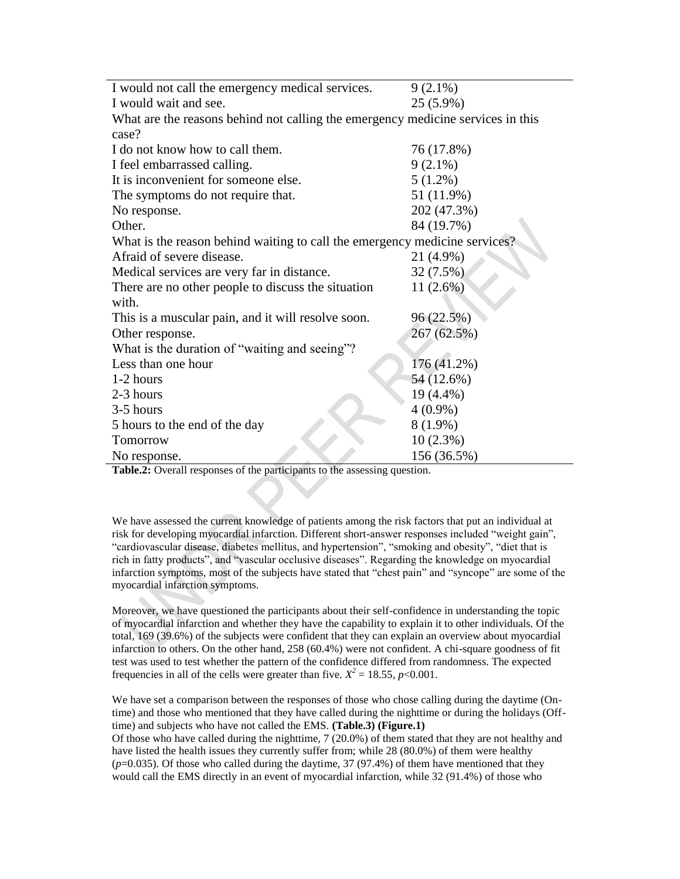| | |
|---|---|
| I would not call the emergency medical services. | 9 (2.1%) |
| I would wait and see. | 25 (5.9%) |
| What are the reasons behind not calling the emergency medicine services in this case? | |
| I do not know how to call them. | 76 (17.8%) |
| I feel embarrassed calling. | 9 (2.1%) |
| It is inconvenient for someone else. | 5 (1.2%) |
| The symptoms do not require that. | 51 (11.9%) |
| No response. | 202 (47.3%) |
| Other. | 84 (19.7%) |
| What is the reason behind waiting to call the emergency medicine services? | |
| Afraid of severe disease. | 21 (4.9%) |
| Medical services are very far in distance. | 32 (7.5%) |
| There are no other people to discuss the situation with. | 11 (2.6%) |
| This is a muscular pain, and it will resolve soon. | 96 (22.5%) |
| Other response. | 267 (62.5%) |
| What is the duration of "waiting and seeing"? | |
| Less than one hour | 176 (41.2%) |
| 1-2 hours | 54 (12.6%) |
| 2-3 hours | 19 (4.4%) |
| 3-5 hours | 4 (0.9%) |
| 5 hours to the end of the day | 8 (1.9%) |
| Tomorrow | 10 (2.3%) |
| No response. | 156 (36.5%) |

**Table.2:** Overall responses of the participants to the assessing question.

We have assessed the current knowledge of patients among the risk factors that put an individual at risk for developing myocardial infarction. Different short-answer responses included "weight gain", "cardiovascular disease, diabetes mellitus, and hypertension", "smoking and obesity", "diet that is rich in fatty products", and "vascular occlusive diseases". Regarding the knowledge on myocardial infarction symptoms, most of the subjects have stated that "chest pain" and "syncope" are some of the myocardial infarction symptoms.

Moreover, we have questioned the participants about their self-confidence in understanding the topic of myocardial infarction and whether they have the capability to explain it to other individuals. Of the total, 169 (39.6%) of the subjects were confident that they can explain an overview about myocardial infarction to others. On the other hand, 258 (60.4%) were not confident. A chi-square goodness of fit test was used to test whether the pattern of the confidence differed from randomness. The expected frequencies in all of the cells were greater than five. $X^2 = 18.55$, $p<0.001$.

We have set a comparison between the responses of those who chose calling during the daytime (On-time) and those who mentioned that they have called during the nighttime or during the holidays (Off-time) and subjects who have not called the EMS. **(Table.3) (Figure.1)**

Of those who have called during the nighttime, 7 (20.0%) of them stated that they are not healthy and have listed the health issues they currently suffer from; while 28 (80.0%) of them were healthy ($p=0.035$). Of those who called during the daytime, 37 (97.4%) of them have mentioned that they would call the EMS directly in an event of myocardial infarction, while 32 (91.4%) of those who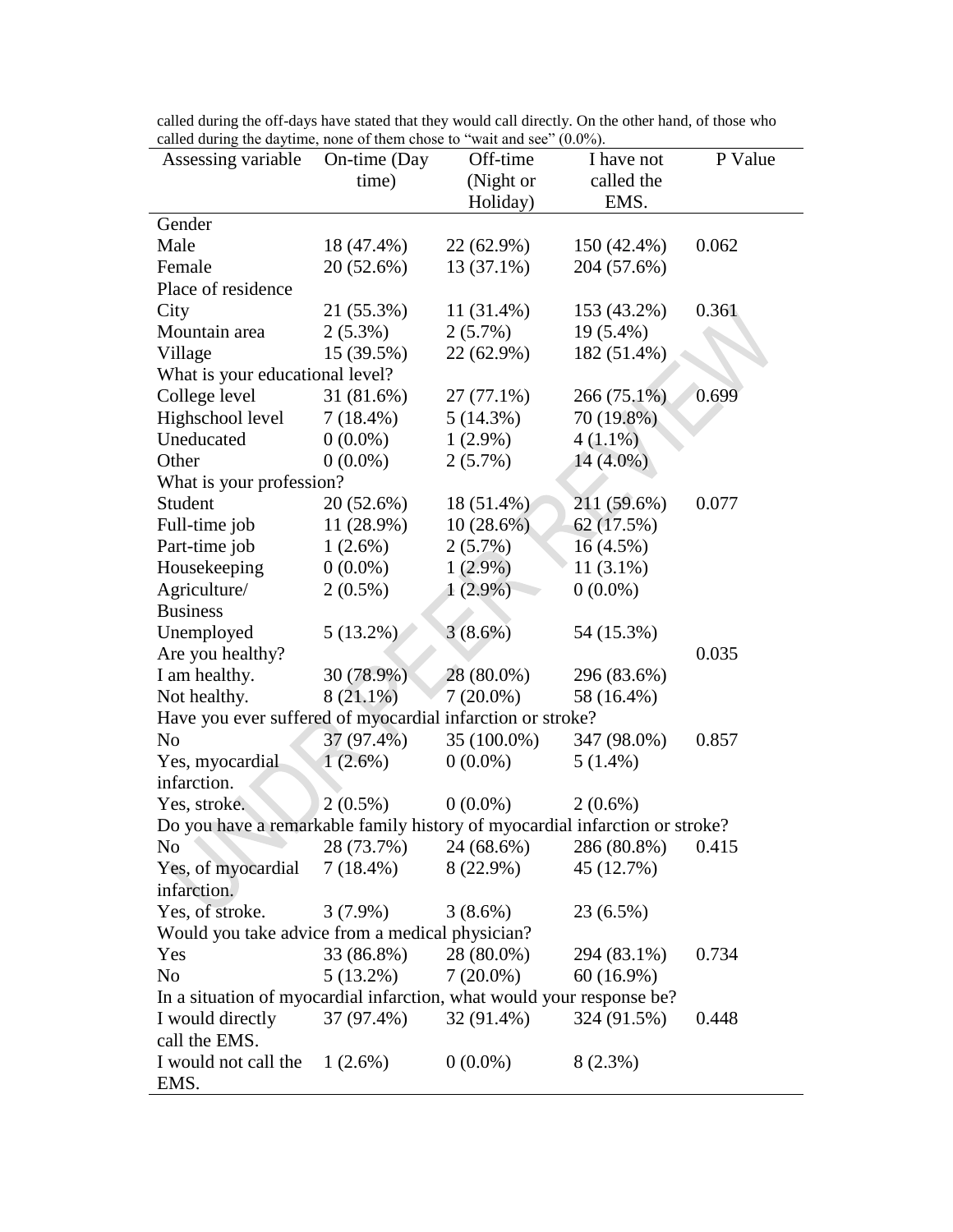called during the off-days have stated that they would call directly. On the other hand, of those who called during the daytime, none of them chose to "wait and see" (0.0%).

| Assessing variable | On-time (Day time) | Off-time (Night or Holiday) | I have not called the EMS. | P Value |
|---|---|---|---|---|
| Gender | | | | |
| Male | 18 (47.4%) | 22 (62.9%) | 150 (42.4%) | 0.062 |
| Female | 20 (52.6%) | 13 (37.1%) | 204 (57.6%) | |
| Place of residence | | | | |
| City | 21 (55.3%) | 11 (31.4%) | 153 (43.2%) | 0.361 |
| Mountain area | 2 (5.3%) | 2 (5.7%) | 19 (5.4%) | |
| Village | 15 (39.5%) | 22 (62.9%) | 182 (51.4%) | |
| What is your educational level? | | | | |
| College level | 31 (81.6%) | 27 (77.1%) | 266 (75.1%) | 0.699 |
| Highschool level | 7 (18.4%) | 5 (14.3%) | 70 (19.8%) | |
| Uneducated | 0 (0.0%) | 1 (2.9%) | 4 (1.1%) | |
| Other | 0 (0.0%) | 2 (5.7%) | 14 (4.0%) | |
| What is your profession? | | | | |
| Student | 20 (52.6%) | 18 (51.4%) | 211 (59.6%) | 0.077 |
| Full-time job | 11 (28.9%) | 10 (28.6%) | 62 (17.5%) | |
| Part-time job | 1 (2.6%) | 2 (5.7%) | 16 (4.5%) | |
| Housekeeping | 0 (0.0%) | 1 (2.9%) | 11 (3.1%) | |
| Agriculture/ Business | 2 (0.5%) | 1 (2.9%) | 0 (0.0%) | |
| Unemployed | 5 (13.2%) | 3 (8.6%) | 54 (15.3%) | |
| Are you healthy? | | | | 0.035 |
| I am healthy. | 30 (78.9%) | 28 (80.0%) | 296 (83.6%) | |
| Not healthy. | 8 (21.1%) | 7 (20.0%) | 58 (16.4%) | |
| Have you ever suffered of myocardial infarction or stroke? | | | | |
| No | 37 (97.4%) | 35 (100.0%) | 347 (98.0%) | 0.857 |
| Yes, myocardial infarction. | 1 (2.6%) | 0 (0.0%) | 5 (1.4%) | |
| Yes, stroke. | 2 (0.5%) | 0 (0.0%) | 2 (0.6%) | |
| Do you have a remarkable family history of myocardial infarction or stroke? | | | | |
| No | 28 (73.7%) | 24 (68.6%) | 286 (80.8%) | 0.415 |
| Yes, of myocardial infarction. | 7 (18.4%) | 8 (22.9%) | 45 (12.7%) | |
| Yes, of stroke. | 3 (7.9%) | 3 (8.6%) | 23 (6.5%) | |
| Would you take advice from a medical physician? | | | | |
| Yes | 33 (86.8%) | 28 (80.0%) | 294 (83.1%) | 0.734 |
| No | 5 (13.2%) | 7 (20.0%) | 60 (16.9%) | |
| In a situation of myocardial infarction, what would your response be? | | | | |
| I would directly call the EMS. | 37 (97.4%) | 32 (91.4%) | 324 (91.5%) | 0.448 |
| I would not call the EMS. | 1 (2.6%) | 0 (0.0%) | 8 (2.3%) | |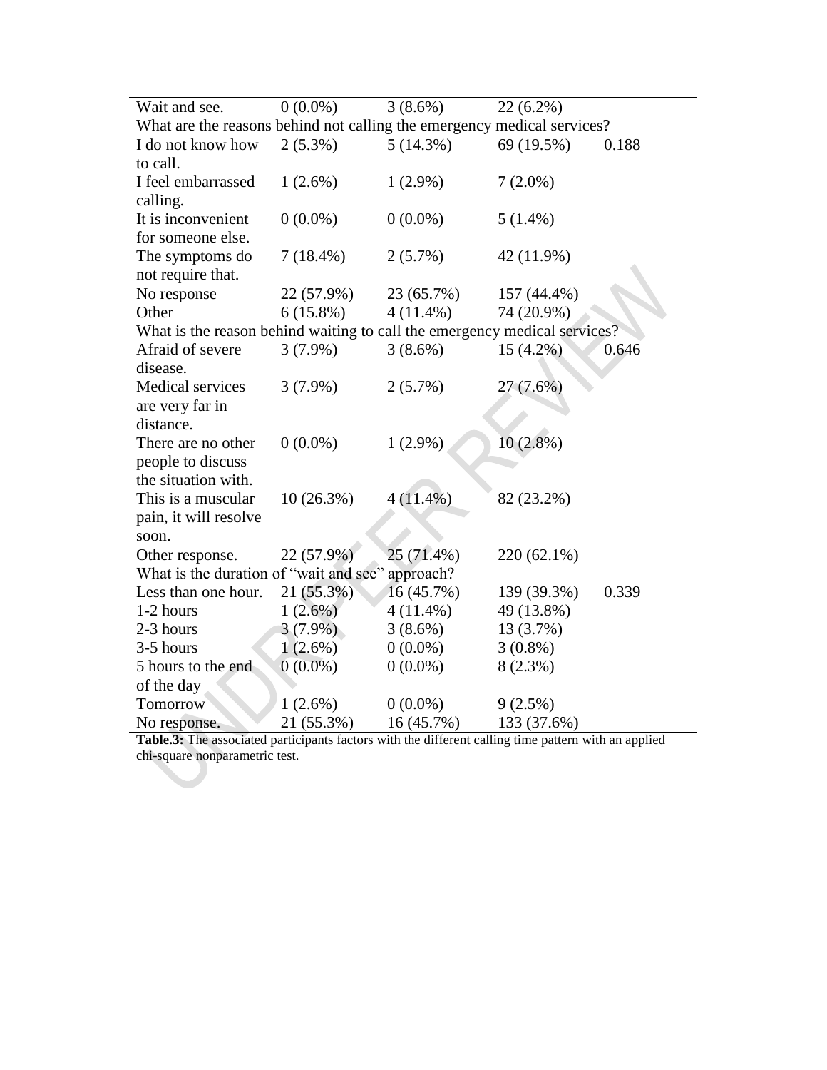| | | | | |
|---|---|---|---|---|
| Wait and see. | 0 (0.0%) | 3 (8.6%) | 22 (6.2%) | |
| What are the reasons behind not calling the emergency medical services? | | | | |
| I do not know how to call. | 2 (5.3%) | 5 (14.3%) | 69 (19.5%) | 0.188 |
| I feel embarrassed calling. | 1 (2.6%) | 1 (2.9%) | 7 (2.0%) | |
| It is inconvenient for someone else. | 0 (0.0%) | 0 (0.0%) | 5 (1.4%) | |
| The symptoms do not require that. | 7 (18.4%) | 2 (5.7%) | 42 (11.9%) | |
| No response | 22 (57.9%) | 23 (65.7%) | 157 (44.4%) | |
| Other | 6 (15.8%) | 4 (11.4%) | 74 (20.9%) | |
| What is the reason behind waiting to call the emergency medical services? | | | | |
| Afraid of severe disease. | 3 (7.9%) | 3 (8.6%) | 15 (4.2%) | 0.646 |
| Medical services are very far in distance. | 3 (7.9%) | 2 (5.7%) | 27 (7.6%) | |
| There are no other people to discuss the situation with. | 0 (0.0%) | 1 (2.9%) | 10 (2.8%) | |
| This is a muscular pain, it will resolve soon. | 10 (26.3%) | 4 (11.4%) | 82 (23.2%) | |
| Other response. | 22 (57.9%) | 25 (71.4%) | 220 (62.1%) | |
| What is the duration of "wait and see" approach? | | | | |
| Less than one hour. | 21 (55.3%) | 16 (45.7%) | 139 (39.3%) | 0.339 |
| 1-2 hours | 1 (2.6%) | 4 (11.4%) | 49 (13.8%) | |
| 2-3 hours | 3 (7.9%) | 3 (8.6%) | 13 (3.7%) | |
| 3-5 hours | 1 (2.6%) | 0 (0.0%) | 3 (0.8%) | |
| 5 hours to the end of the day | 0 (0.0%) | 0 (0.0%) | 8 (2.3%) | |
| Tomorrow | 1 (2.6%) | 0 (0.0%) | 9 (2.5%) | |
| No response. | 21 (55.3%) | 16 (45.7%) | 133 (37.6%) | |

**Table.3:** The associated participants factors with the different calling time pattern with an applied chi-square nonparametric test.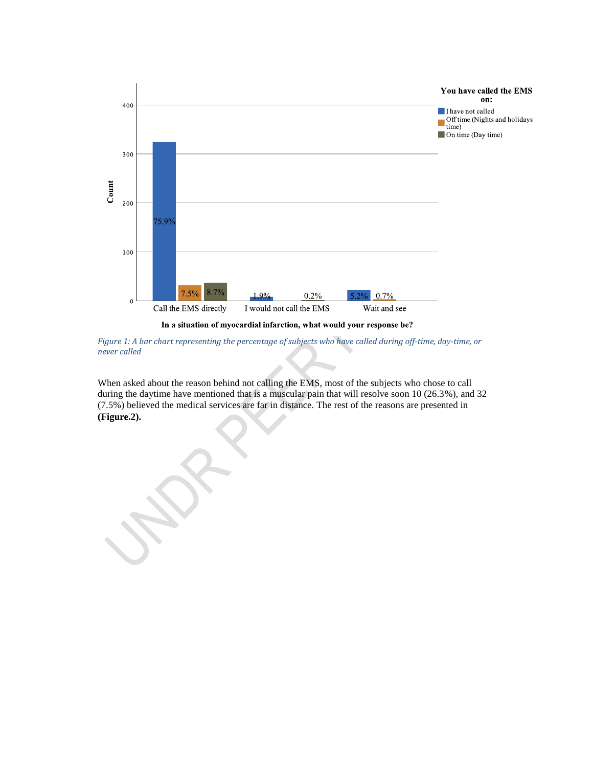*Figure 1: A bar chart representing the percentage of subjects who have called during off-time, day-time, or never called*

When asked about the reason behind not calling the EMS, most of the subjects who chose to call during the daytime have mentioned that is a muscular pain that will resolve soon 10 (26.3%), and 32 (7.5%) believed the medical services are far in distance. The rest of the reasons are presented in **(Figure.2).**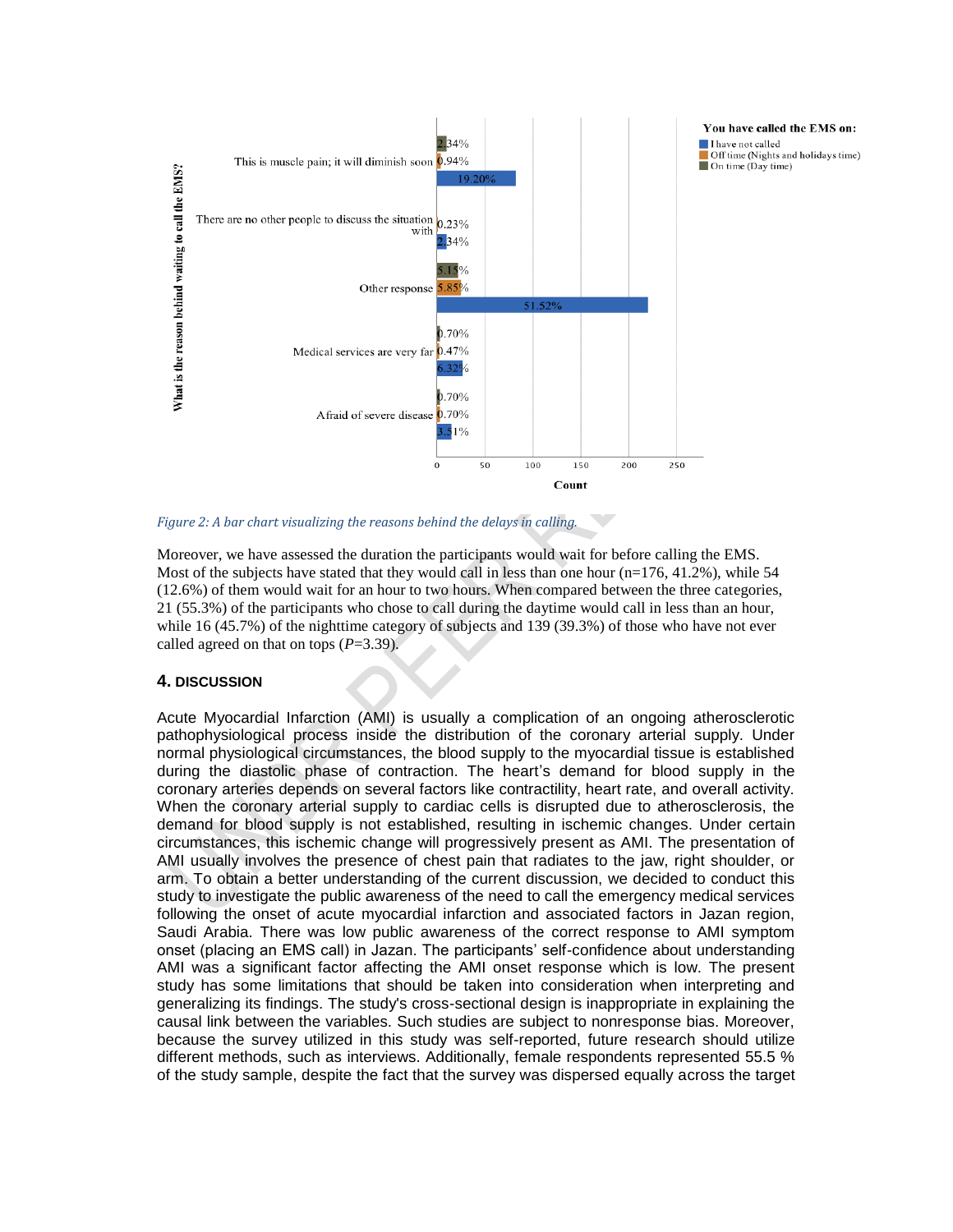*Figure 2: A bar chart visualizing the reasons behind the delays in calling.*

Moreover, we have assessed the duration the participants would wait for before calling the EMS. Most of the subjects have stated that they would call in less than one hour (n=176, 41.2%), while 54 (12.6%) of them would wait for an hour to two hours. When compared between the three categories, 21 (55.3%) of the participants who chose to call during the daytime would call in less than an hour, while 16 (45.7%) of the nighttime category of subjects and 139 (39.3%) of those who have not ever called agreed on that on tops (*P*=3.39).

## 4. DISCUSSION

Acute Myocardial Infarction (AMI) is usually a complication of an ongoing atherosclerotic pathophysiological process inside the distribution of the coronary arterial supply. Under normal physiological circumstances, the blood supply to the myocardial tissue is established during the diastolic phase of contraction. The heart's demand for blood supply in the coronary arteries depends on several factors like contractility, heart rate, and overall activity. When the coronary arterial supply to cardiac cells is disrupted due to atherosclerosis, the demand for blood supply is not established, resulting in ischemic changes. Under certain circumstances, this ischemic change will progressively present as AMI. The presentation of AMI usually involves the presence of chest pain that radiates to the jaw, right shoulder, or arm. To obtain a better understanding of the current discussion, we decided to conduct this study to investigate the public awareness of the need to call the emergency medical services following the onset of acute myocardial infarction and associated factors in Jazan region, Saudi Arabia. There was low public awareness of the correct response to AMI symptom onset (placing an EMS call) in Jazan. The participants' self-confidence about understanding AMI was a significant factor affecting the AMI onset response which is low. The present study has some limitations that should be taken into consideration when interpreting and generalizing its findings. The study's cross-sectional design is inappropriate in explaining the causal link between the variables. Such studies are subject to nonresponse bias. Moreover, because the survey utilized in this study was self-reported, future research should utilize different methods, such as interviews. Additionally, female respondents represented 55.5 % of the study sample, despite the fact that the survey was dispersed equally across the target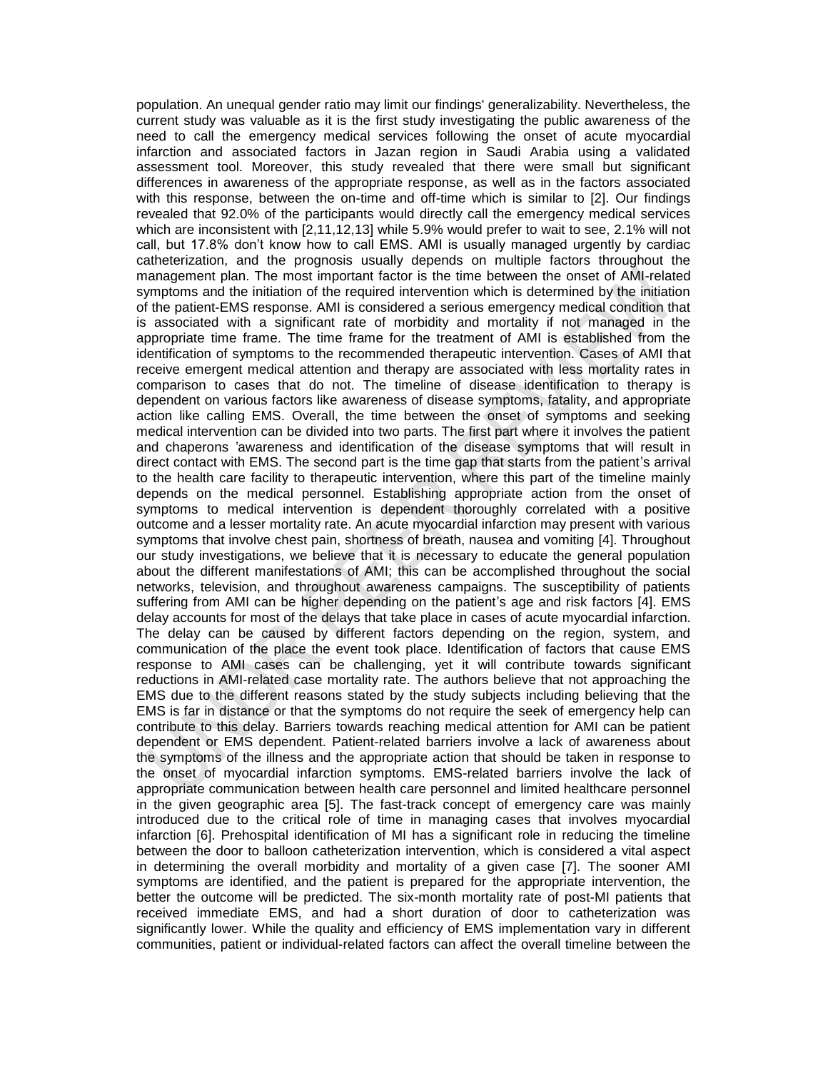population. An unequal gender ratio may limit our findings' generalizability. Nevertheless, the current study was valuable as it is the first study investigating the public awareness of the need to call the emergency medical services following the onset of acute myocardial infarction and associated factors in Jazan region in Saudi Arabia using a validated assessment tool. Moreover, this study revealed that there were small but significant differences in awareness of the appropriate response, as well as in the factors associated with this response, between the on-time and off-time which is similar to [2]. Our findings revealed that 92.0% of the participants would directly call the emergency medical services which are inconsistent with [2,11,12,13] while 5.9% would prefer to wait to see, 2.1% will not call, but 17.8% don't know how to call EMS. AMI is usually managed urgently by cardiac catheterization, and the prognosis usually depends on multiple factors throughout the management plan. The most important factor is the time between the onset of AMI-related symptoms and the initiation of the required intervention which is determined by the initiation of the patient-EMS response. AMI is considered a serious emergency medical condition that is associated with a significant rate of morbidity and mortality if not managed in the appropriate time frame. The time frame for the treatment of AMI is established from the identification of symptoms to the recommended therapeutic intervention. Cases of AMI that receive emergent medical attention and therapy are associated with less mortality rates in comparison to cases that do not. The timeline of disease identification to therapy is dependent on various factors like awareness of disease symptoms, fatality, and appropriate action like calling EMS. Overall, the time between the onset of symptoms and seeking medical intervention can be divided into two parts. The first part where it involves the patient and chaperons 'awareness and identification of the disease symptoms that will result in direct contact with EMS. The second part is the time gap that starts from the patient's arrival to the health care facility to therapeutic intervention, where this part of the timeline mainly depends on the medical personnel. Establishing appropriate action from the onset of symptoms to medical intervention is dependent thoroughly correlated with a positive outcome and a lesser mortality rate. An acute myocardial infarction may present with various symptoms that involve chest pain, shortness of breath, nausea and vomiting [4]. Throughout our study investigations, we believe that it is necessary to educate the general population about the different manifestations of AMI; this can be accomplished throughout the social networks, television, and throughout awareness campaigns. The susceptibility of patients suffering from AMI can be higher depending on the patient's age and risk factors [4]. EMS delay accounts for most of the delays that take place in cases of acute myocardial infarction. The delay can be caused by different factors depending on the region, system, and communication of the place the event took place. Identification of factors that cause EMS response to AMI cases can be challenging, yet it will contribute towards significant reductions in AMI-related case mortality rate. The authors believe that not approaching the EMS due to the different reasons stated by the study subjects including believing that the EMS is far in distance or that the symptoms do not require the seek of emergency help can contribute to this delay. Barriers towards reaching medical attention for AMI can be patient dependent or EMS dependent. Patient-related barriers involve a lack of awareness about the symptoms of the illness and the appropriate action that should be taken in response to the onset of myocardial infarction symptoms. EMS-related barriers involve the lack of appropriate communication between health care personnel and limited healthcare personnel in the given geographic area [5]. The fast-track concept of emergency care was mainly introduced due to the critical role of time in managing cases that involves myocardial infarction [6]. Prehospital identification of MI has a significant role in reducing the timeline between the door to balloon catheterization intervention, which is considered a vital aspect in determining the overall morbidity and mortality of a given case [7]. The sooner AMI symptoms are identified, and the patient is prepared for the appropriate intervention, the better the outcome will be predicted. The six-month mortality rate of post-MI patients that received immediate EMS, and had a short duration of door to catheterization was significantly lower. While the quality and efficiency of EMS implementation vary in different communities, patient or individual-related factors can affect the overall timeline between the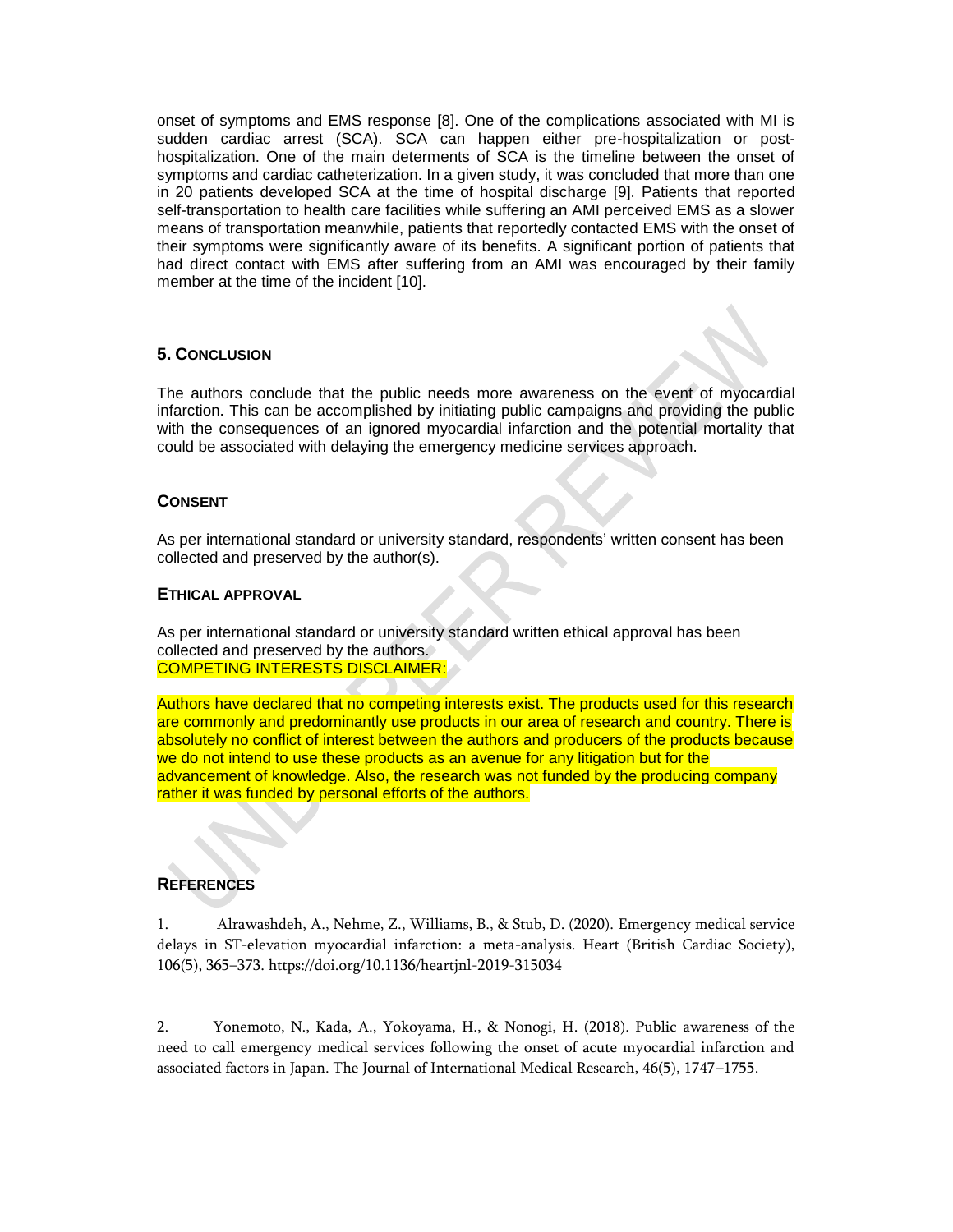onset of symptoms and EMS response [8]. One of the complications associated with MI is sudden cardiac arrest (SCA). SCA can happen either pre-hospitalization or post-hospitalization. One of the main determents of SCA is the timeline between the onset of symptoms and cardiac catheterization. In a given study, it was concluded that more than one in 20 patients developed SCA at the time of hospital discharge [9]. Patients that reported self-transportation to health care facilities while suffering an AMI perceived EMS as a slower means of transportation meanwhile, patients that reportedly contacted EMS with the onset of their symptoms were significantly aware of its benefits. A significant portion of patients that had direct contact with EMS after suffering from an AMI was encouraged by their family member at the time of the incident [10].

## 5. CONCLUSION

The authors conclude that the public needs more awareness on the event of myocardial infarction. This can be accomplished by initiating public campaigns and providing the public with the consequences of an ignored myocardial infarction and the potential mortality that could be associated with delaying the emergency medicine services approach.

### CONSENT

As per international standard or university standard, respondents' written consent has been collected and preserved by the author(s).

### ETHICAL APPROVAL

As per international standard or university standard written ethical approval has been collected and preserved by the authors.
COMPETING INTERESTS DISCLAIMER:

Authors have declared that no competing interests exist. The products used for this research are commonly and predominantly use products in our area of research and country. There is absolutely no conflict of interest between the authors and producers of the products because we do not intend to use these products as an avenue for any litigation but for the advancement of knowledge. Also, the research was not funded by the producing company rather it was funded by personal efforts of the authors.

### REFERENCES

1. Alrawashdeh, A., Nehme, Z., Williams, B., & Stub, D. (2020). Emergency medical service delays in ST-elevation myocardial infarction: a meta-analysis. Heart (British Cardiac Society), 106(5), 365–373. https://doi.org/10.1136/heartjnl-2019-315034

2. Yonemoto, N., Kada, A., Yokoyama, H., & Nonogi, H. (2018). Public awareness of the need to call emergency medical services following the onset of acute myocardial infarction and associated factors in Japan. The Journal of International Medical Research, 46(5), 1747–1755.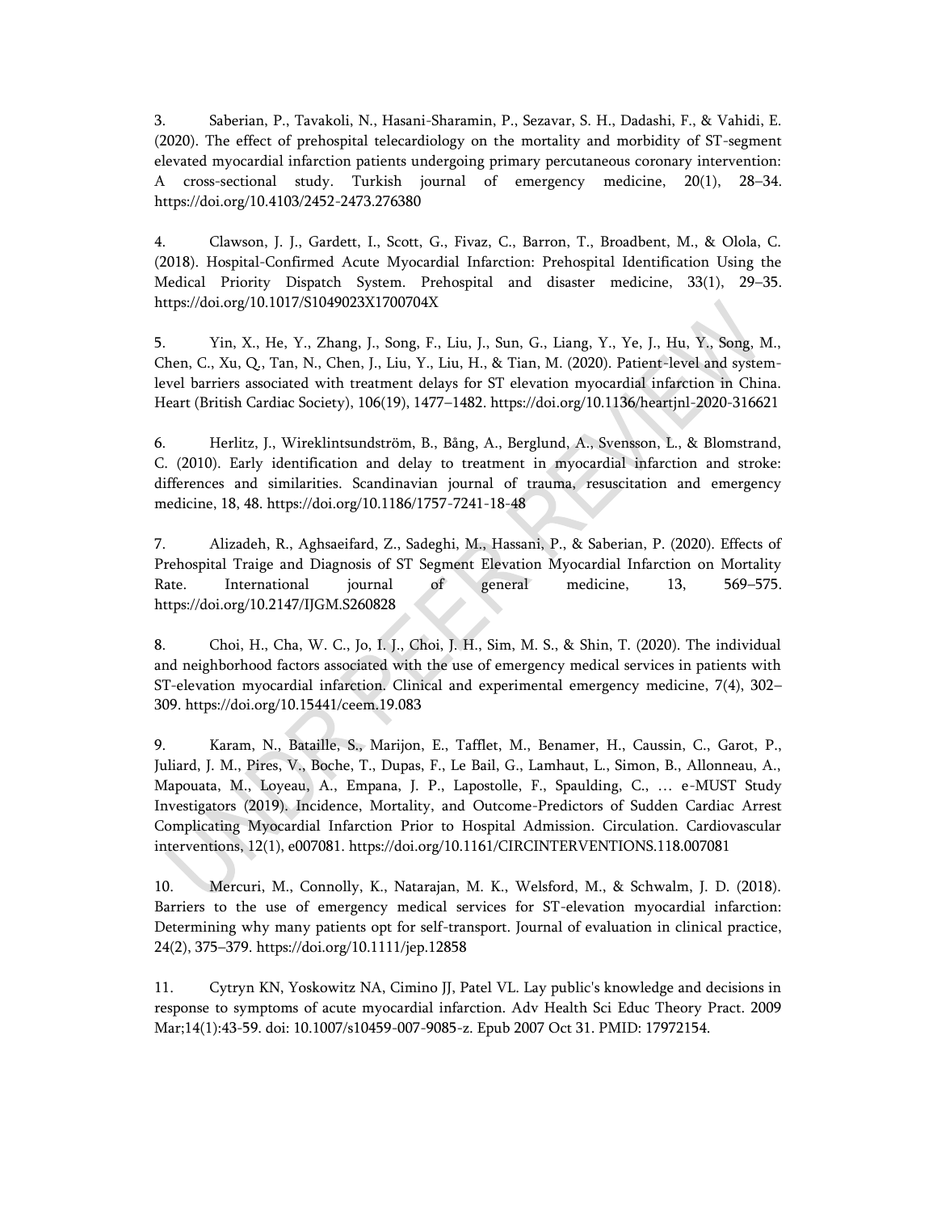3. Saberian, P., Tavakoli, N., Hasani-Sharamin, P., Sezavar, S. H., Dadashi, F., & Vahidi, E. (2020). The effect of prehospital telecardiology on the mortality and morbidity of ST-segment elevated myocardial infarction patients undergoing primary percutaneous coronary intervention: A cross-sectional study. Turkish journal of emergency medicine, 20(1), 28–34. https://doi.org/10.4103/2452-2473.276380

4. Clawson, J. J., Gardett, I., Scott, G., Fivaz, C., Barron, T., Broadbent, M., & Olola, C. (2018). Hospital-Confirmed Acute Myocardial Infarction: Prehospital Identification Using the Medical Priority Dispatch System. Prehospital and disaster medicine, 33(1), 29–35. https://doi.org/10.1017/S1049023X1700704X

5. Yin, X., He, Y., Zhang, J., Song, F., Liu, J., Sun, G., Liang, Y., Ye, J., Hu, Y., Song, M., Chen, C., Xu, Q., Tan, N., Chen, J., Liu, Y., Liu, H., & Tian, M. (2020). Patient-level and system-level barriers associated with treatment delays for ST elevation myocardial infarction in China. Heart (British Cardiac Society), 106(19), 1477–1482. https://doi.org/10.1136/heartjnl-2020-316621

6. Herlitz, J., Wireklintsundström, B., Bång, A., Berglund, A., Svensson, L., & Blomstrand, C. (2010). Early identification and delay to treatment in myocardial infarction and stroke: differences and similarities. Scandinavian journal of trauma, resuscitation and emergency medicine, 18, 48. https://doi.org/10.1186/1757-7241-18-48

7. Alizadeh, R., Aghsaeifard, Z., Sadeghi, M., Hassani, P., & Saberian, P. (2020). Effects of Prehospital Traige and Diagnosis of ST Segment Elevation Myocardial Infarction on Mortality Rate. International journal of general medicine, 13, 569–575. https://doi.org/10.2147/IJGM.S260828

8. Choi, H., Cha, W. C., Jo, I. J., Choi, J. H., Sim, M. S., & Shin, T. (2020). The individual and neighborhood factors associated with the use of emergency medical services in patients with ST-elevation myocardial infarction. Clinical and experimental emergency medicine, 7(4), 302–309. https://doi.org/10.15441/ceem.19.083

9. Karam, N., Bataille, S., Marijon, E., Tafflet, M., Benamer, H., Caussin, C., Garot, P., Juliard, J. M., Pires, V., Boche, T., Dupas, F., Le Bail, G., Lamhaut, L., Simon, B., Allonneau, A., Mapouata, M., Loyeau, A., Empana, J. P., Lapostolle, F., Spaulding, C., … e-MUST Study Investigators (2019). Incidence, Mortality, and Outcome-Predictors of Sudden Cardiac Arrest Complicating Myocardial Infarction Prior to Hospital Admission. Circulation. Cardiovascular interventions, 12(1), e007081. https://doi.org/10.1161/CIRCINTERVENTIONS.118.007081

10. Mercuri, M., Connolly, K., Natarajan, M. K., Welsford, M., & Schwalm, J. D. (2018). Barriers to the use of emergency medical services for ST-elevation myocardial infarction: Determining why many patients opt for self-transport. Journal of evaluation in clinical practice, 24(2), 375–379. https://doi.org/10.1111/jep.12858

11. Cytryn KN, Yoskowitz NA, Cimino JJ, Patel VL. Lay public's knowledge and decisions in response to symptoms of acute myocardial infarction. Adv Health Sci Educ Theory Pract. 2009 Mar;14(1):43-59. doi: 10.1007/s10459-007-9085-z. Epub 2007 Oct 31. PMID: 17972154.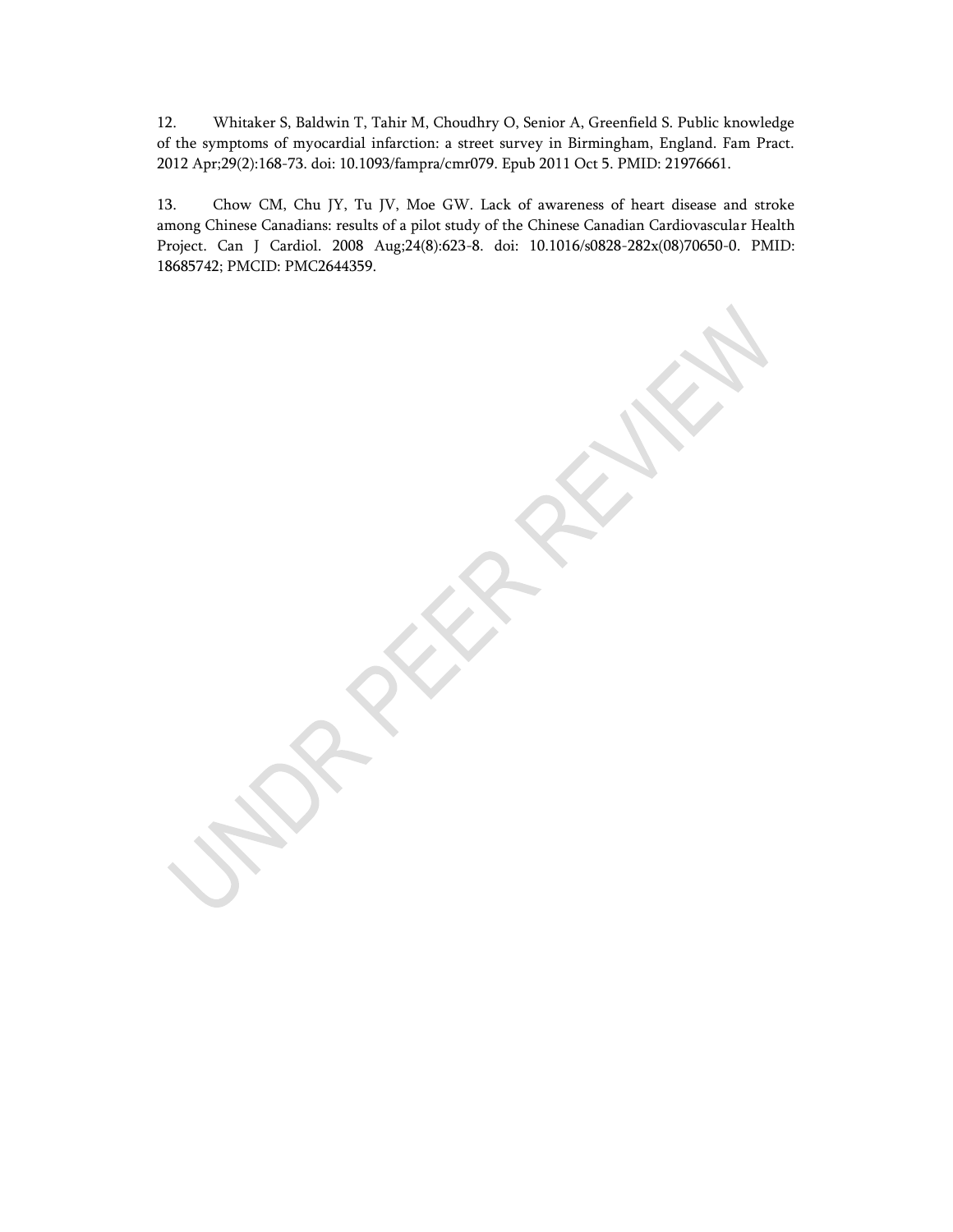12. Whitaker S, Baldwin T, Tahir M, Choudhry O, Senior A, Greenfield S. Public knowledge of the symptoms of myocardial infarction: a street survey in Birmingham, England. Fam Pract. 2012 Apr;29(2):168-73. doi: 10.1093/fampra/cmr079. Epub 2011 Oct 5. PMID: 21976661.

13. Chow CM, Chu JY, Tu JV, Moe GW. Lack of awareness of heart disease and stroke among Chinese Canadians: results of a pilot study of the Chinese Canadian Cardiovascular Health Project. Can J Cardiol. 2008 Aug;24(8):623-8. doi: 10.1016/s0828-282x(08)70650-0. PMID: 18685742; PMCID: PMC2644359.